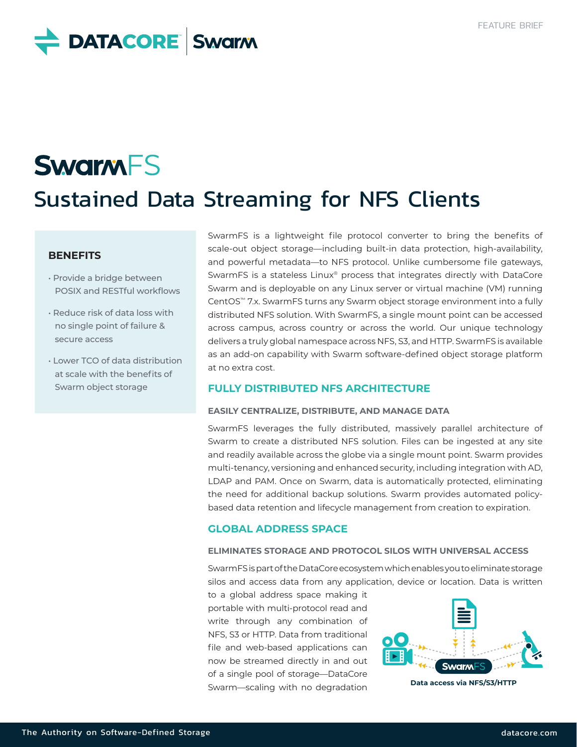FEATURE BRIEF

# SwarmFS

## Sustained Data Streaming for NFS Clients

### BENEFITS

- Provide a bridge between POSIX and RESTful workflows
- Reduce risk of data loss with no single point of failure & secure access
- Lower TCO of data distribution at scale with the benefits of Swarm object storage

SwarmFS is a lightweight file protocol converter to bring the benefits of scale-out object storage—including built-in data protection, high-availability, and powerful metadata—to NFS protocol. Unlike cumbersome file gateways, SwarmFS is a stateless Linux® process that integrates directly with DataCore Swarm and is deployable on any Linux server or virtual machine (VM) running CentOS™ 7.x. SwarmFS turns any Swarm object storage environment into a fully distributed NFS solution. With SwarmFS, a single mount point can be accessed across campus, across country or across the world. Our unique technology delivers a truly global namespace across NFS, S3, and HTTP. SwarmFS is available as an add-on capability with Swarm software-defined object storage platform at no extra cost.

## FULLY DISTRIBUTED NFS ARCHITECTURE

### EASILY CENTRALIZE, DISTRIBUTE, AND MANAGE DATA

SwarmFS leverages the fully distributed, massively parallel architecture of Swarm to create a distributed NFS solution. Files can be ingested at any site and readily available across the globe via a single mount point. Swarm provides multi-tenancy, versioning and enhanced security, including integration with AD, LDAP and PAM. Once on Swarm, data is automatically protected, eliminating the need for additional backup solutions. Swarm provides automated policy-based data retention and lifecycle management from creation to expiration.

## GLOBAL ADDRESS SPACE

### ELIMINATES STORAGE AND PROTOCOL SILOS WITH UNIVERSAL ACCESS

SwarmFS is part of the DataCore ecosystem which enables you to eliminate storage silos and access data from any application, device or location. Data is written to a global address space making it portable with multi-protocol read and write through any combination of NFS, S3 or HTTP. Data from traditional file and web-based applications can now be streamed directly in and out of a single pool of storage—DataCore Swarm—scaling with no degradation

Data access via NFS/S3/HTTP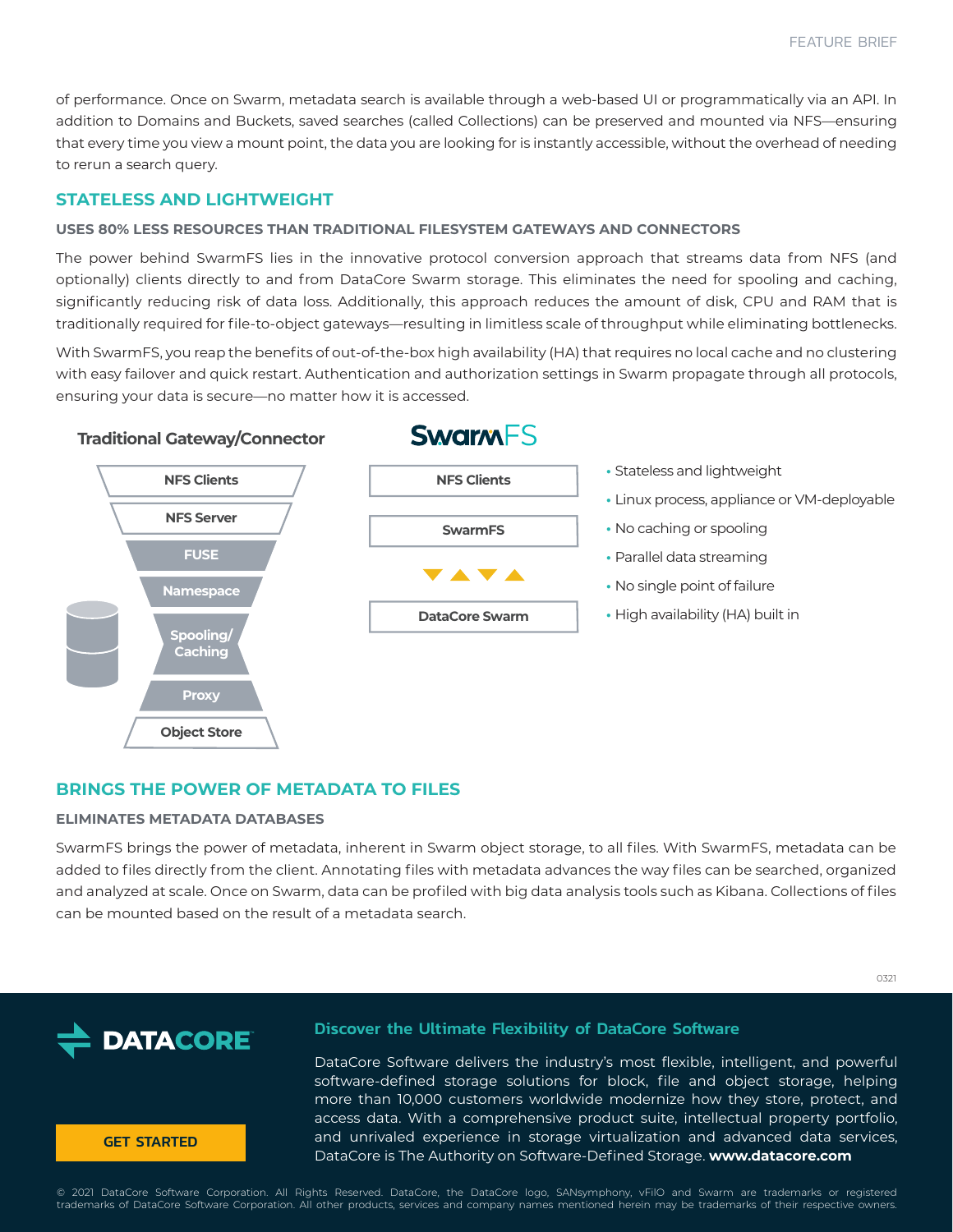of performance. Once on Swarm, metadata search is available through a web-based UI or programmatically via an API. In addition to Domains and Buckets, saved searches (called Collections) can be preserved and mounted via NFS—ensuring that every time you view a mount point, the data you are looking for is instantly accessible, without the overhead of needing to rerun a search query.

## STATELESS AND LIGHTWEIGHT

### USES 80% LESS RESOURCES THAN TRADITIONAL FILESYSTEM GATEWAYS AND CONNECTORS

The power behind SwarmFS lies in the innovative protocol conversion approach that streams data from NFS (and optionally) clients directly to and from DataCore Swarm storage. This eliminates the need for spooling and caching, significantly reducing risk of data loss. Additionally, this approach reduces the amount of disk, CPU and RAM that is traditionally required for file-to-object gateways—resulting in limitless scale of throughput while eliminating bottlenecks.

With SwarmFS, you reap the benefits of out-of-the-box high availability (HA) that requires no local cache and no clustering with easy failover and quick restart. Authentication and authorization settings in Swarm propagate through all protocols, ensuring your data is secure—no matter how it is accessed.

Traditional Gateway/Connector

NFS Clients
NFS Server
FUSE
Namespace
Spooling/ Caching
Proxy
Object Store

SwarmFS

NFS Clients
SwarmFS
DataCore Swarm

- Stateless and lightweight
- Linux process, appliance or VM-deployable
- No caching or spooling
- Parallel data streaming
- No single point of failure
- High availability (HA) built in

## BRINGS THE POWER OF METADATA TO FILES

### ELIMINATES METADATA DATABASES

SwarmFS brings the power of metadata, inherent in Swarm object storage, to all files. With SwarmFS, metadata can be added to files directly from the client. Annotating files with metadata advances the way files can be searched, organized and analyzed at scale. Once on Swarm, data can be profiled with big data analysis tools such as Kibana. Collections of files can be mounted based on the result of a metadata search.

0321

**DATACORE**

GET STARTED

### Discover the Ultimate Flexibility of DataCore Software

DataCore Software delivers the industry's most flexible, intelligent, and powerful software-defined storage solutions for block, file and object storage, helping more than 10,000 customers worldwide modernize how they store, protect, and access data. With a comprehensive product suite, intellectual property portfolio, and unrivaled experience in storage virtualization and advanced data services, DataCore is The Authority on Software-Defined Storage. **www.datacore.com**

© 2021 DataCore Software Corporation. All Rights Reserved. DataCore, the DataCore logo, SANsymphony, vFilO and Swarm are trademarks or registered trademarks of DataCore Software Corporation. All other products, services and company names mentioned herein may be trademarks of their respective owners.